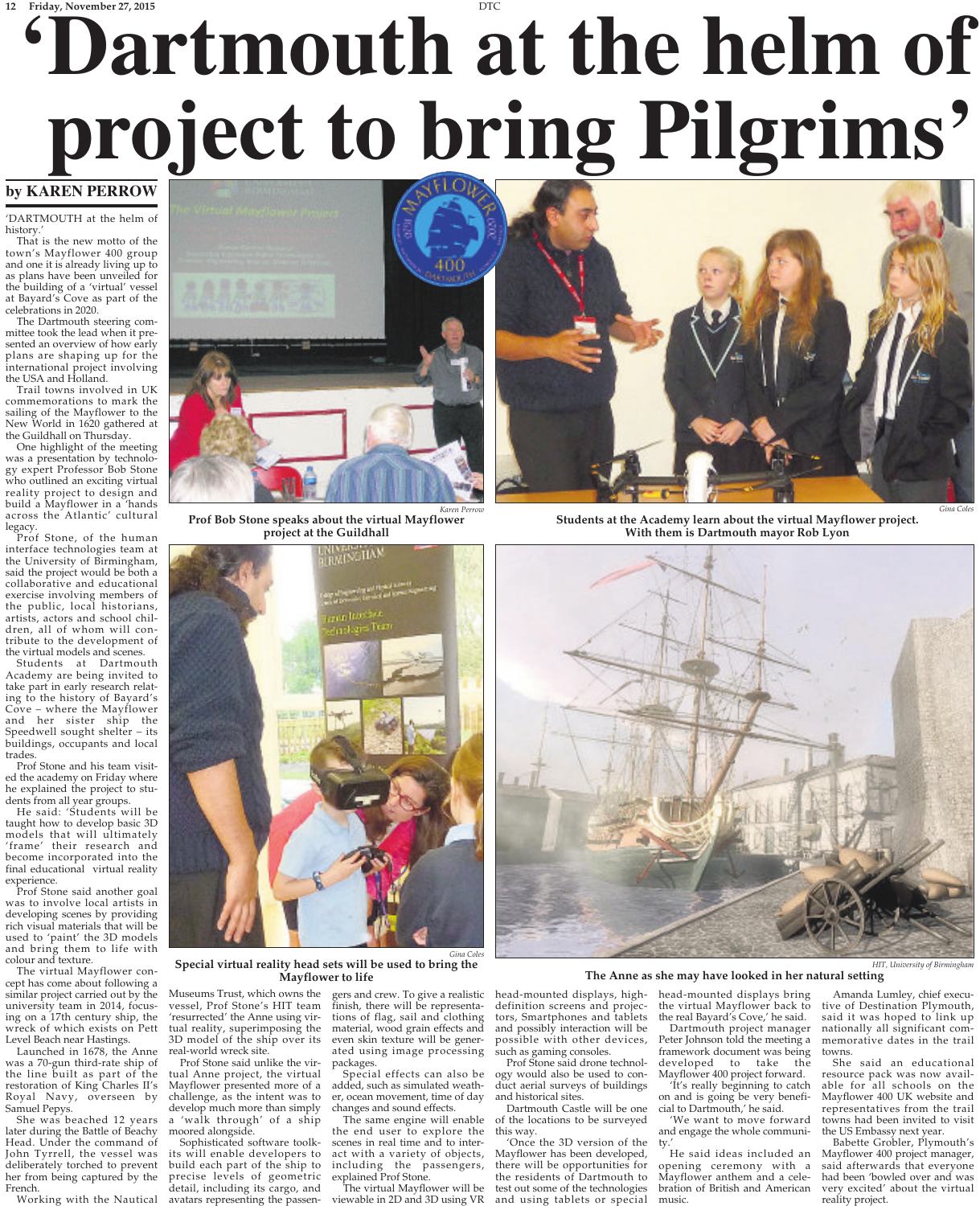# 'Dartmouth at the helm of project to bring Pilgrims'

**by KAREN PERROW**

'DARTMOUTH at the helm of history.'

That is the new motto of the town's Mayflower 400 group and one it is already living up to as plans have been unveiled for the building of a 'virtual' vessel at Bayard's Cove as part of the celebrations in 2020.

The Dartmouth steering committee took the lead when it presented an overview of how early plans are shaping up for the international project involving the USA and Holland.

Trail towns involved in UK commemorations to mark the sailing of the Mayflower to the New World in 1620 gathered at the Guildhall on Thursday.

One highlight of the meeting was a presentation by technology expert Professor Bob Stone who outlined an exciting virtual reality project to design and build a Mayflower in a 'hands across the Atlantic' cultural legacy.

Prof Stone, of the human interface technologies team at the University of Birmingham, said the project would be both a collaborative and educational exercise involving members of the public, local historians, artists, actors and school children, all of whom will contribute to the development of the virtual models and scenes.

Students at Dartmouth Academy are being invited to take part in early research relating to the history of Bayard's Cove – where the Mayflower and her sister ship the Speedwell sought shelter – its buildings, occupants and local trades.

Prof Stone and his team visited the academy on Friday where he explained the project to students from all year groups.

He said: 'Students will be taught how to develop basic 3D models that will ultimately 'frame' their research and become incorporated into the final educational virtual reality experience.

Prof Stone said another goal was to involve local artists in developing scenes by providing rich visual materials that will be used to 'paint' the 3D models and bring them to life with colour and texture.

The virtual Mayflower concept has come about following a similar project carried out by the university team in 2014, focusing on a 17th century ship, the wreck of which exists on Pett Level Beach near Hastings.

Launched in 1678, the Anne was a 70-gun third-rate ship of the line built as part of the restoration of King Charles II's Royal Navy, overseen by Samuel Pepys.

She was beached 12 years later during the Battle of Beachy Head. Under the command of John Tyrrell, the vessel was deliberately torched to prevent her from being captured by the French.

Working with the Nautical Museums Trust, which owns the vessel, Prof Stone's HIT team 'resurrected' the Anne using virtual reality, superimposing the 3D model of the ship over its real-world wreck site.

Prof Stone said unlike the virtual Anne project, the virtual Mayflower presented more of a challenge, as the intent was to develop much more than simply a 'walk through' of a ship moored alongside.

Sophisticated software toolkits will enable developers to build each part of the ship to precise levels of geometric detail, including its cargo, and avatars representing the passengers and crew. To give a realistic finish, there will be representations of flag, sail and clothing material, wood grain effects and even skin texture will be generated using image processing packages.

Special effects can also be added, such as simulated weather, ocean movement, time of day changes and sound effects.

The same engine will enable the end user to explore the scenes in real time and to interact with a variety of objects, including the passengers, explained Prof Stone.

The virtual Mayflower will be viewable in 2D and 3D using VR head-mounted displays, high-definition screens and projectors, Smartphones and tablets and possibly interaction will be possible with other devices, such as gaming consoles.

Prof Stone said drone technology would also be used to conduct aerial surveys of buildings and historical sites.

Dartmouth Castle will be one of the locations to be surveyed this way.

'Once the 3D version of the Mayflower has been developed, there will be opportunities for the residents of Dartmouth to test out some of the technologies and using tablets or special head-mounted displays bring the virtual Mayflower back to the real Bayard's Cove,' he said.

Dartmouth project manager Peter Johnson told the meeting a framework document was being developed to take the Mayflower 400 project forward.

'It's really beginning to catch on and is going be very beneficial to Dartmouth,' he said.

'We want to move forward and engage the whole community.'

He said ideas included an opening ceremony with a Mayflower anthem and a celebration of British and American music.

Amanda Lumley, chief executive of Destination Plymouth, said it was hoped to link up nationally all significant commemorative dates in the trail towns.

She said an educational resource pack was now available for all schools on the Mayflower 400 UK website and representatives from the trail towns had been invited to visit the US Embassy next year.

Babette Grobler, Plymouth's Mayflower 400 project manager, said afterwards that everyone had been 'bowled over and was very excited' about the virtual reality project.

*Karen Perrow*

**Prof Bob Stone speaks about the virtual Mayflower project at the Guildhall**

*Gina Coles*

**Students at the Academy learn about the virtual Mayflower project. With them is Dartmouth mayor Rob Lyon**

*Gina Coles*

**Special virtual reality head sets will be used to bring the Mayflower to life**

*HIT, University of Birmingham*

**The Anne as she may have looked in her natural setting**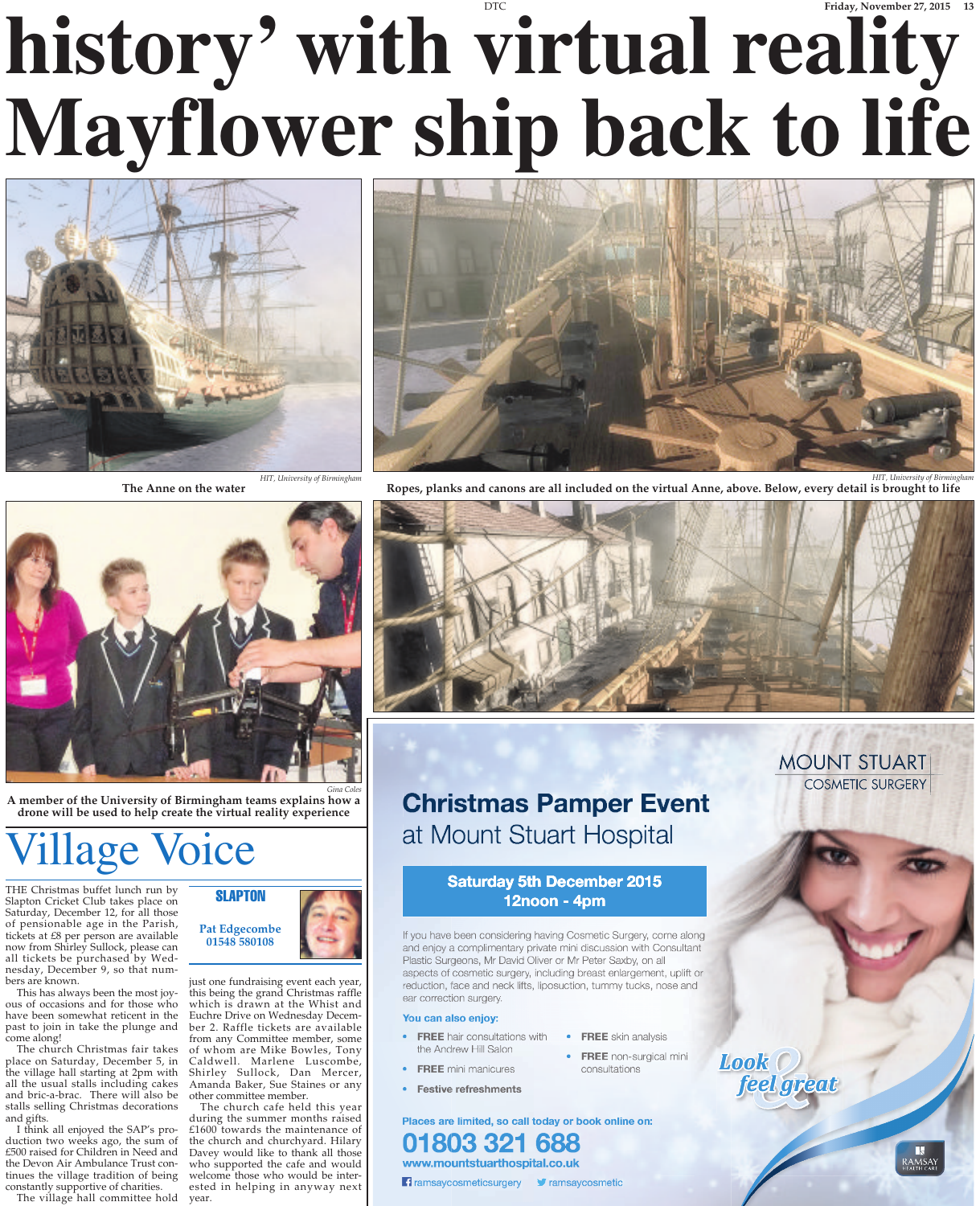# history' with virtual reality Mayflower ship back to life

HIT, University of Birmingham

The Anne on the water

HIT, University of Birmingham

Ropes, planks and canons are all included on the virtual Anne, above. Below, every detail is brought to life

Gina Coles

A member of the University of Birmingham teams explains how a drone will be used to help create the virtual reality experience

# Village Voice

## SLAPTON

**Pat Edgecombe**
**01548 580108**

THE Christmas buffet lunch run by Slapton Cricket Club takes place on Saturday, December 12, for all those of pensionable age in the Parish, tickets at £8 per person are available now from Shirley Sullock, please can all tickets be purchased by Wednesday, December 9, so that numbers are known.

This has always been the most joyous of occasions and for those who have been somewhat reticent in the past to join in take the plunge and come along!

The church Christmas fair takes place on Saturday, December 5, in the village hall starting at 2pm with all the usual stalls including cakes and bric-a-brac. There will also be stalls selling Christmas decorations and gifts.

I think all enjoyed the SAP's production two weeks ago, the sum of £500 raised for Children in Need and the Devon Air Ambulance Trust continues the village tradition of being constantly supportive of charities.

The village hall committee hold just one fundraising event each year, this being the grand Christmas raffle which is drawn at the Whist and Euchre Drive on Wednesday December 2. Raffle tickets are available from any Committee member, some of whom are Mike Bowles, Tony Caldwell. Marlene Luscombe, Shirley Sullock, Dan Mercer, Amanda Baker, Sue Staines or any other committee member.

The church cafe held this year during the summer months raised £1600 towards the maintenance of the church and churchyard. Hilary Davey would like to thank all those who supported the cafe and would welcome those who would be interested in helping in anyway next year.

MOUNT STUART
COSMETIC SURGERY

## Christmas Pamper Event
at Mount Stuart Hospital

**Saturday 5th December 2015**
**12noon - 4pm**

If you have been considering having Cosmetic Surgery, come along and enjoy a complimentary private mini discussion with Consultant Plastic Surgeons, Mr David Oliver or Mr Peter Saxby, on all aspects of cosmetic surgery, including breast enlargement, uplift or reduction, face and neck lifts, liposuction, tummy tucks, nose and ear correction surgery.

**You can also enjoy:**

- **FREE** hair consultations with the Andrew Hill Salon
- **FREE** mini manicures
- **Festive refreshments**
- **FREE** skin analysis
- **FREE** non-surgical mini consultations

Look & feel great

**Places are limited, so call today or book online on:**

**01803 321 688**

**www.mountstuarthospital.co.uk**

ramsaycosmeticsurgery ramsaycosmetic

RAMSAY HEALTH CARE